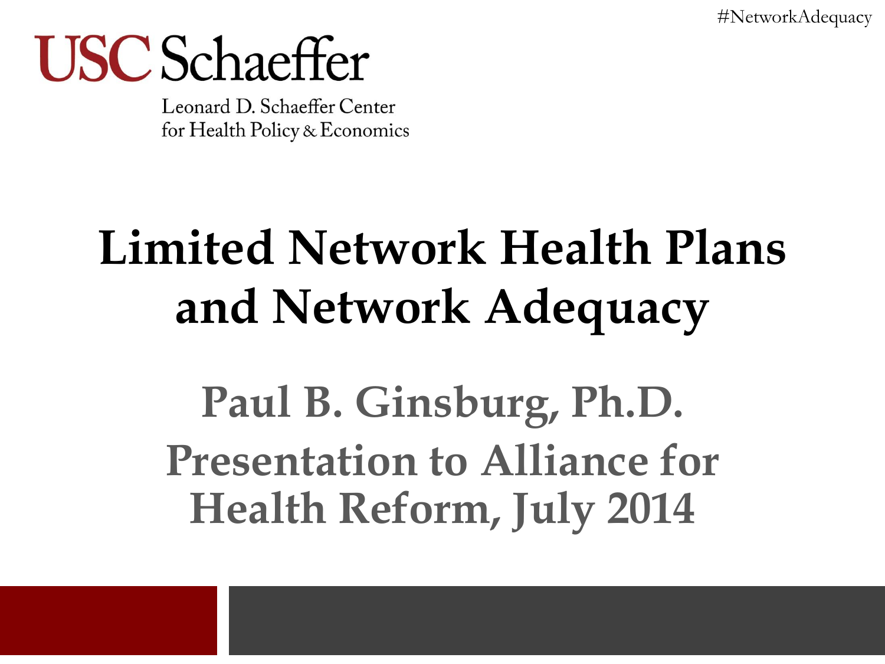#NetworkAdequacy

USC Schaeffer

Leonard D. Schaeffer Center
for Health Policy & Economics

# Limited Network Health Plans and Network Adequacy

## Paul B. Ginsburg, Ph.D.

## Presentation to Alliance for Health Reform, July 2014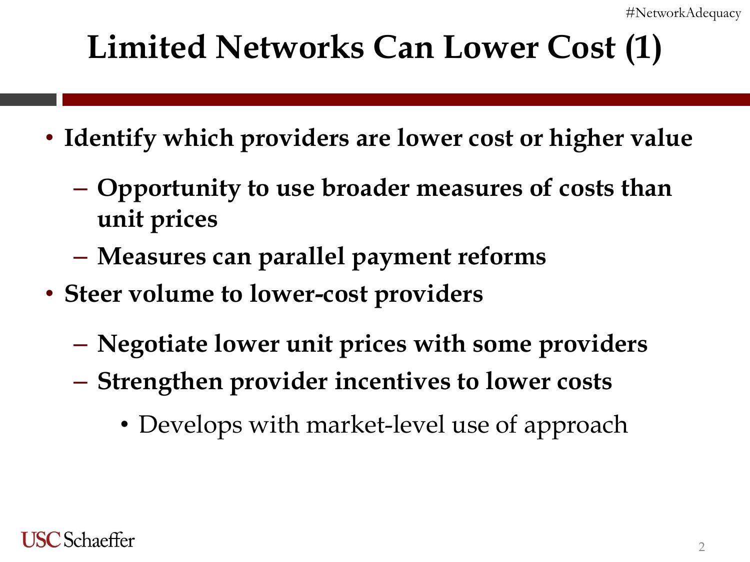# Limited Networks Can Lower Cost (1)

- **Identify which providers are lower cost or higher value**
  - **Opportunity to use broader measures of costs than unit prices**
  - **Measures can parallel payment reforms**
- **Steer volume to lower-cost providers**
  - **Negotiate lower unit prices with some providers**
  - **Strengthen provider incentives to lower costs**
    - Develops with market-level use of approach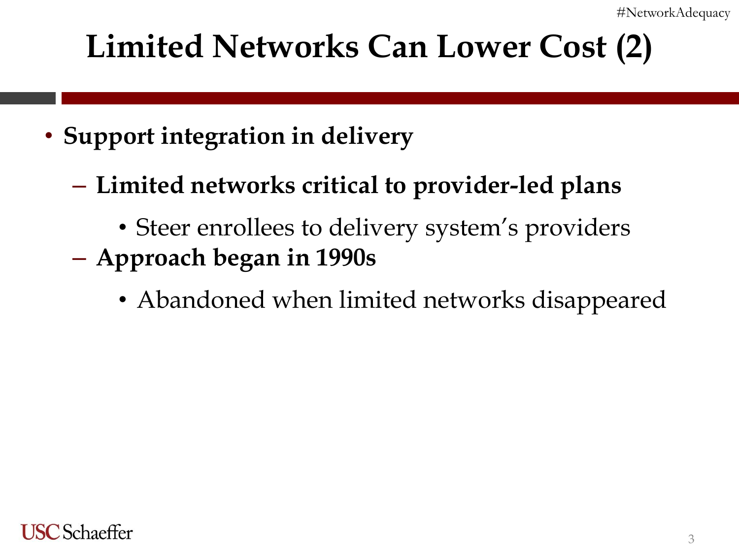# Limited Networks Can Lower Cost (2)

- **Support integration in delivery**
  - **Limited networks critical to provider-led plans**
    - Steer enrollees to delivery system's providers
  - **Approach began in 1990s**
    - Abandoned when limited networks disappeared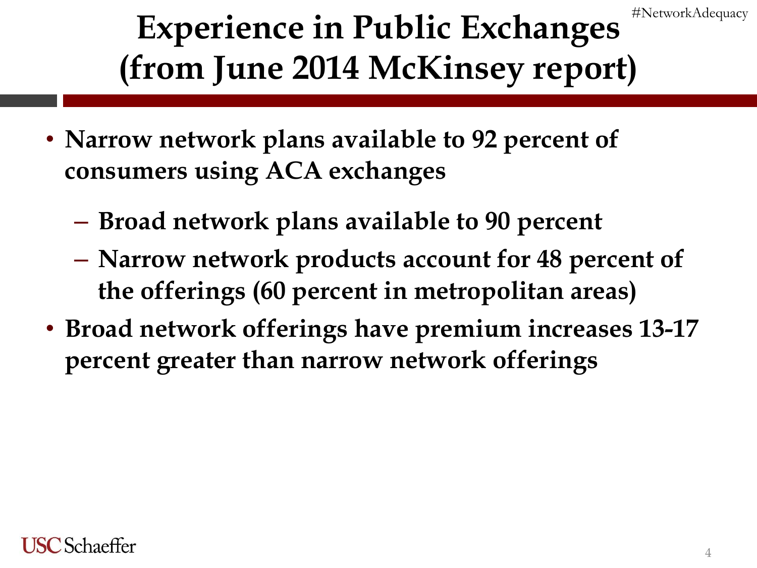# Experience in Public Exchanges (from June 2014 McKinsey report)

- **Narrow network plans available to 92 percent of consumers using ACA exchanges**
  - **Broad network plans available to 90 percent**
  - **Narrow network products account for 48 percent of the offerings (60 percent in metropolitan areas)**
- **Broad network offerings have premium increases 13-17 percent greater than narrow network offerings**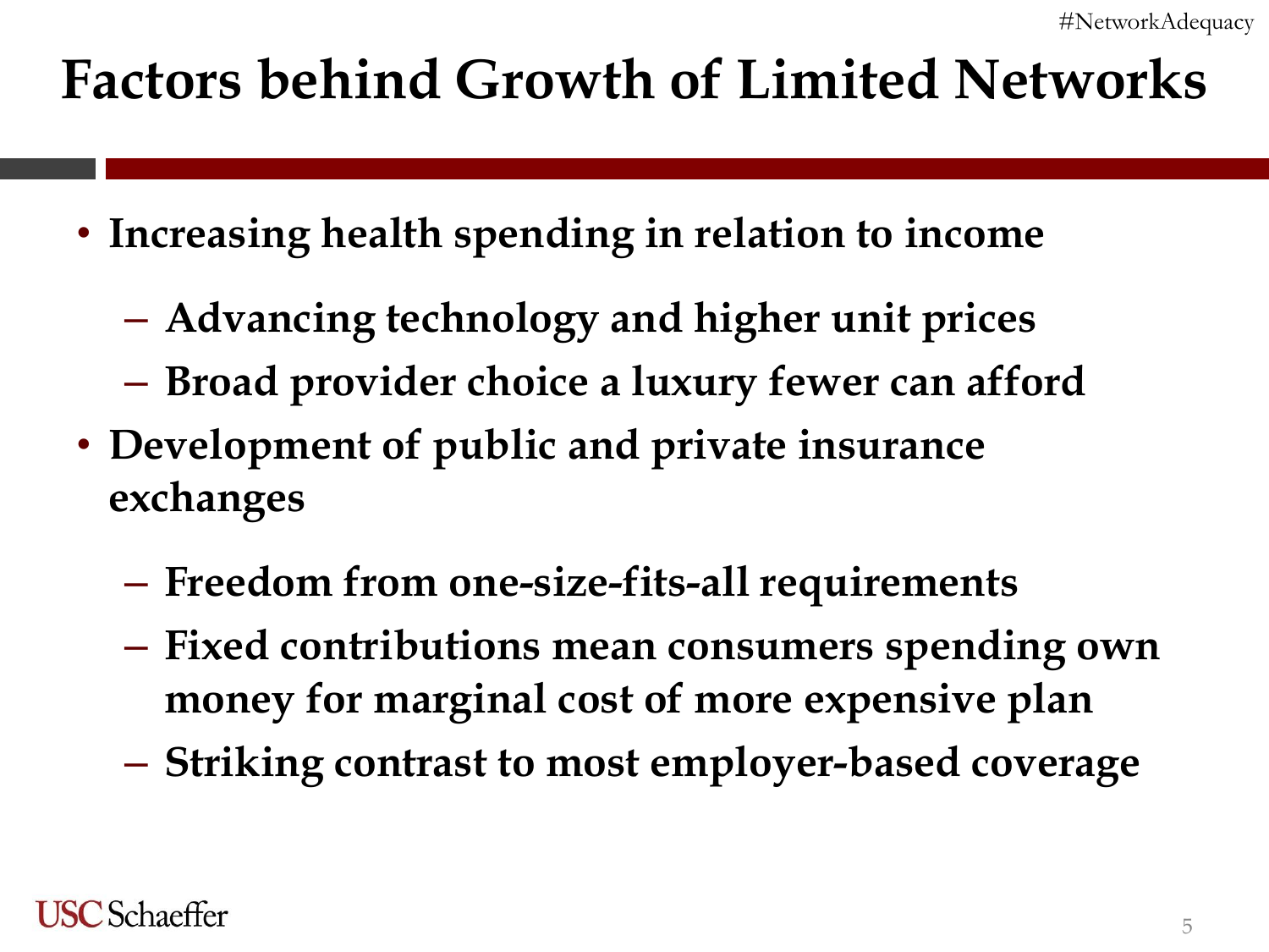# Factors behind Growth of Limited Networks

- **Increasing health spending in relation to income**
  - **Advancing technology and higher unit prices**
  - **Broad provider choice a luxury fewer can afford**
- **Development of public and private insurance exchanges**
  - **Freedom from one-size-fits-all requirements**
  - **Fixed contributions mean consumers spending own money for marginal cost of more expensive plan**
  - **Striking contrast to most employer-based coverage**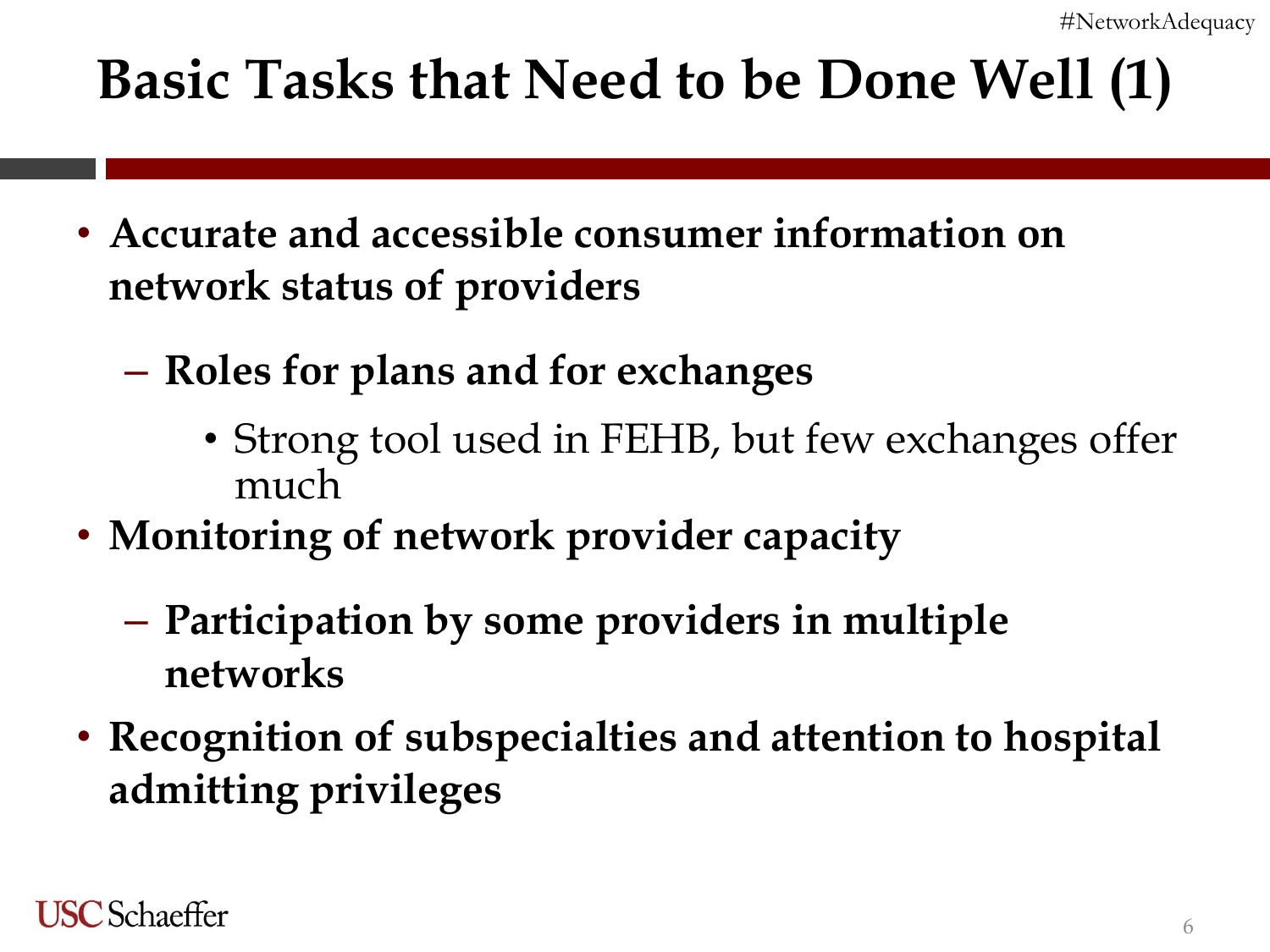# Basic Tasks that Need to be Done Well (1)

- **Accurate and accessible consumer information on network status of providers**
  - **Roles for plans and for exchanges**
    - Strong tool used in FEHB, but few exchanges offer much
- **Monitoring of network provider capacity**
  - **Participation by some providers in multiple networks**
- **Recognition of subspecialties and attention to hospital admitting privileges**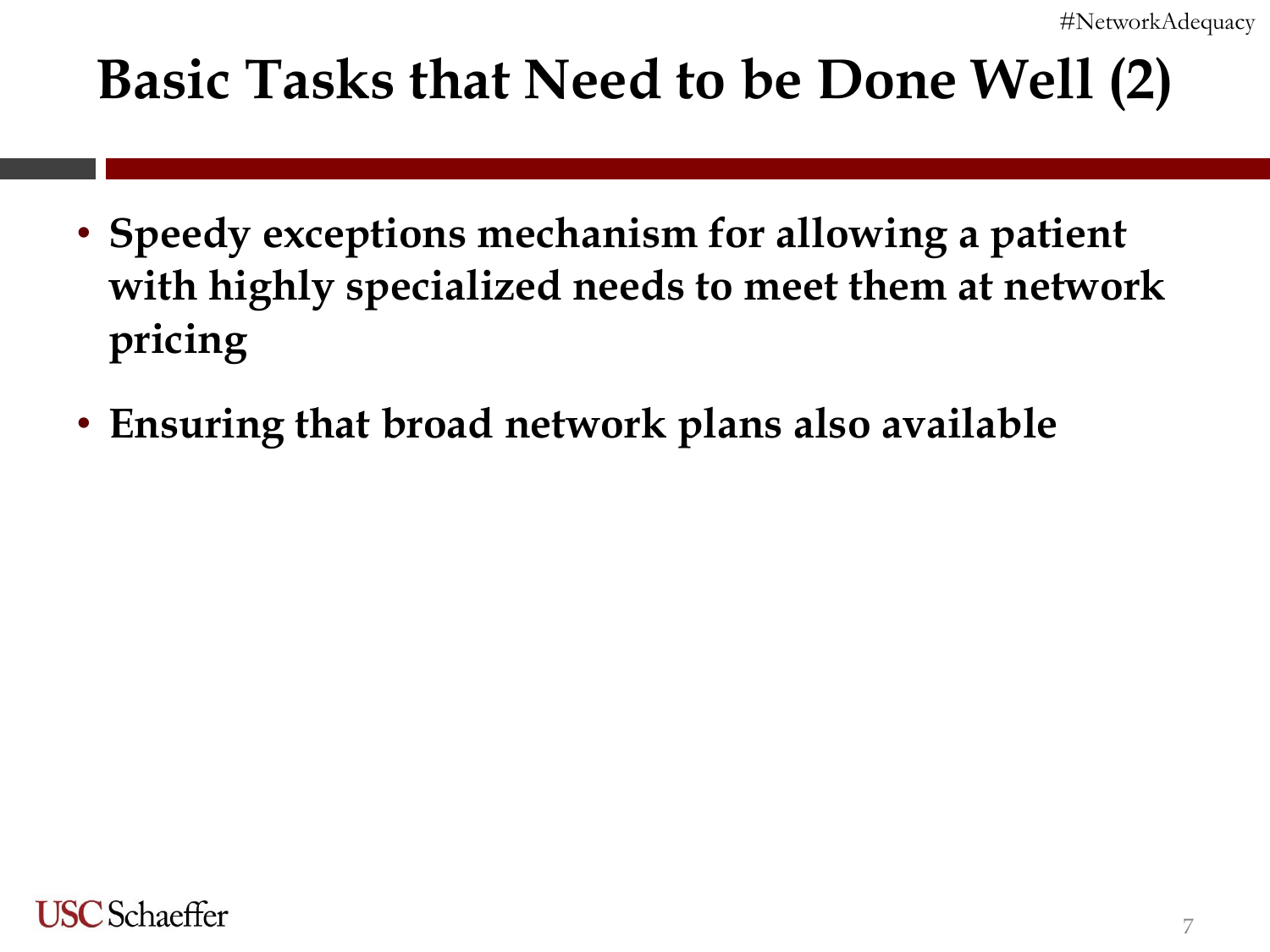# Basic Tasks that Need to be Done Well (2)

- **Speedy exceptions mechanism for allowing a patient with highly specialized needs to meet them at network pricing**
- **Ensuring that broad network plans also available**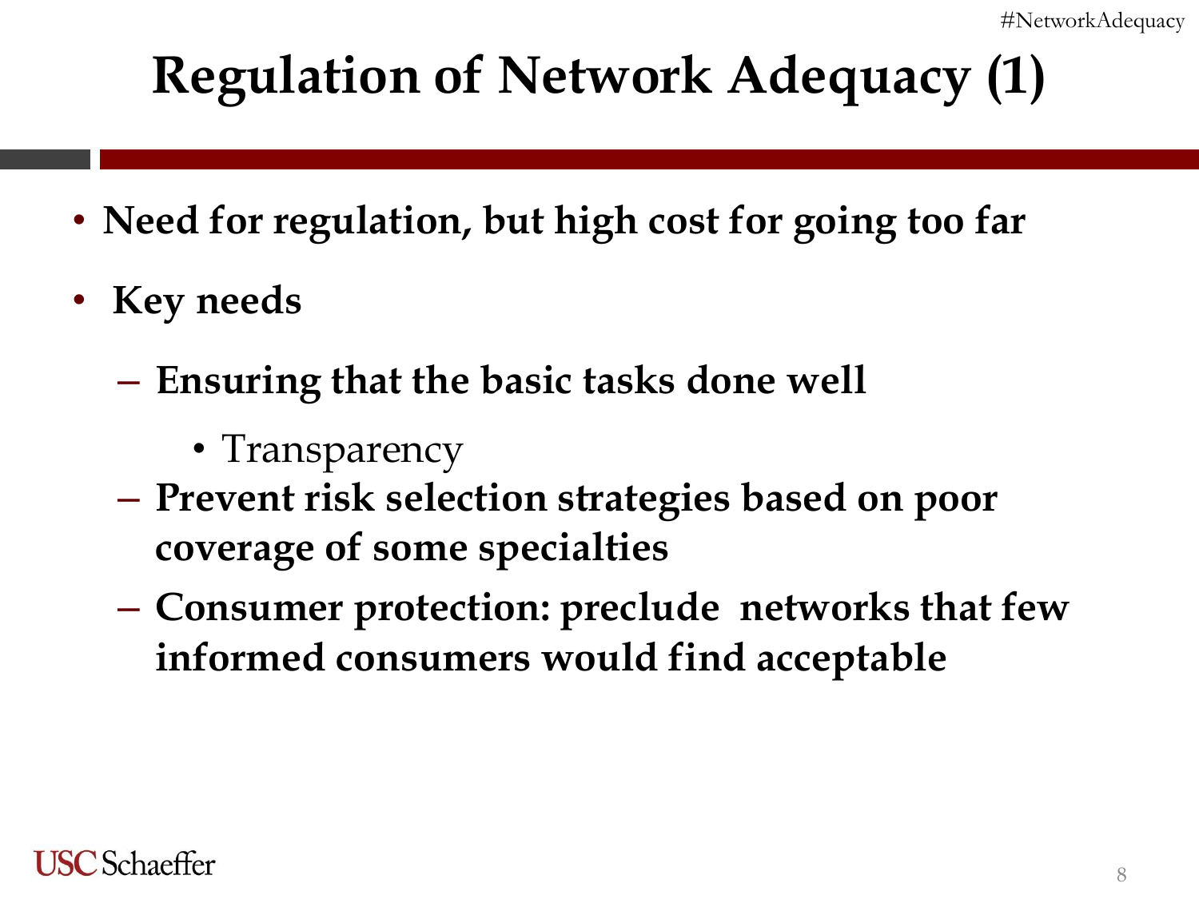# Regulation of Network Adequacy (1)

- **Need for regulation, but high cost for going too far**
- **Key needs**
  - **Ensuring that the basic tasks done well**
    - Transparency
  - **Prevent risk selection strategies based on poor coverage of some specialties**
  - **Consumer protection: preclude networks that few informed consumers would find acceptable**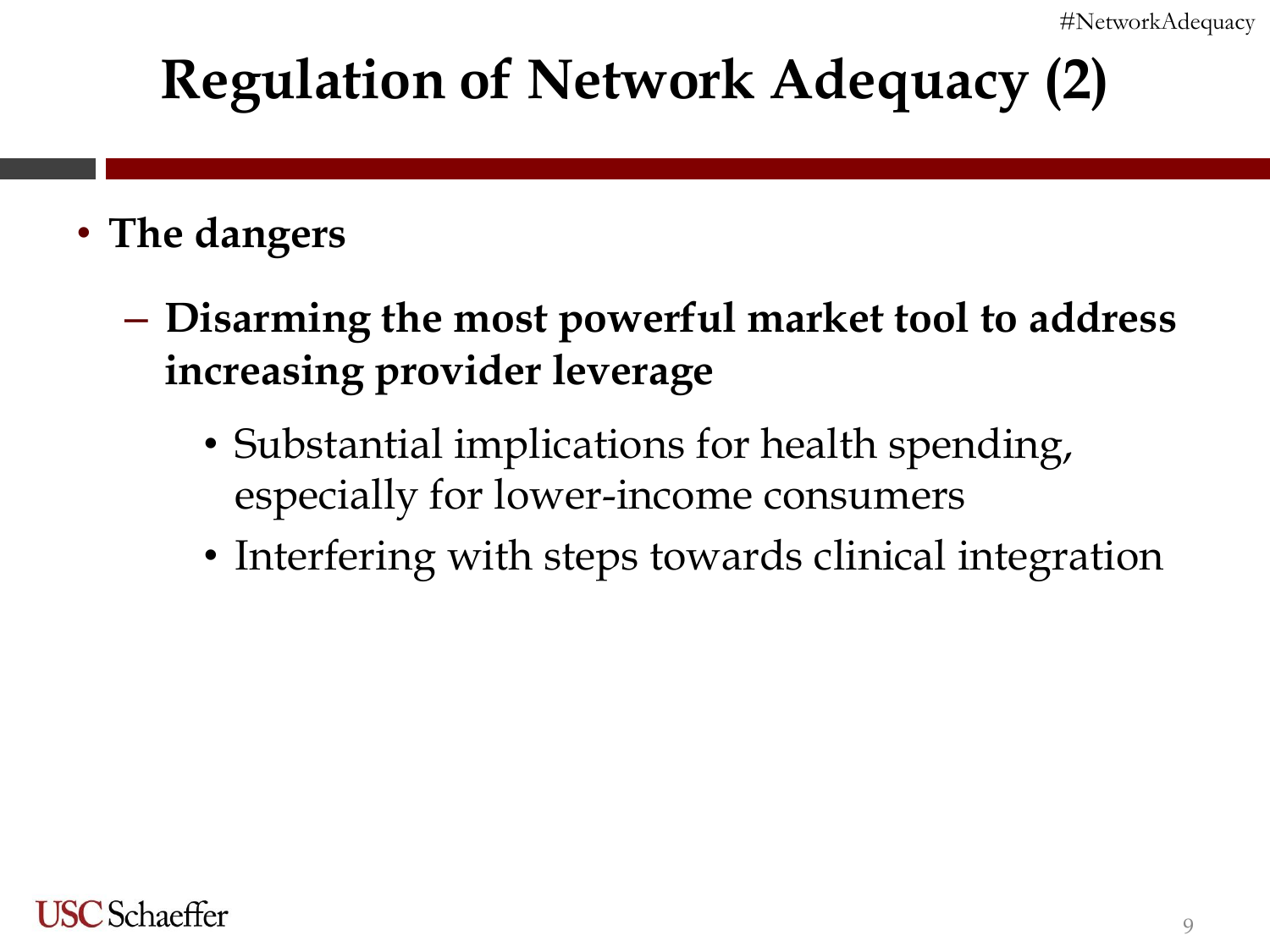# Regulation of Network Adequacy (2)

- **The dangers**
  - **Disarming the most powerful market tool to address increasing provider leverage**
    - Substantial implications for health spending, especially for lower-income consumers
    - Interfering with steps towards clinical integration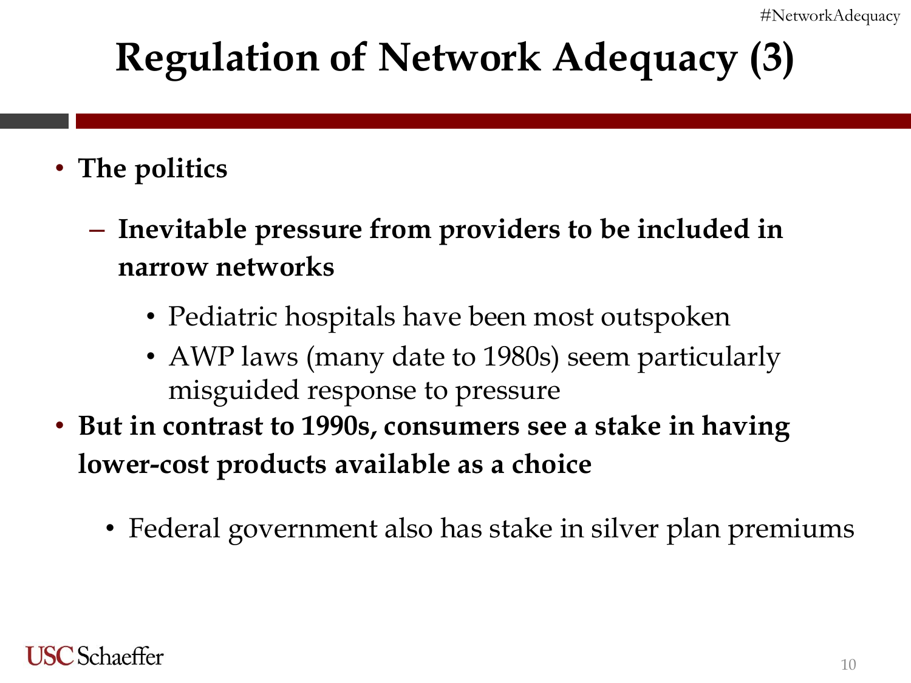# Regulation of Network Adequacy (3)

- **The politics**
  - **Inevitable pressure from providers to be included in narrow networks**
    - Pediatric hospitals have been most outspoken
    - AWP laws (many date to 1980s) seem particularly misguided response to pressure
- **But in contrast to 1990s, consumers see a stake in having lower-cost products available as a choice**
  - Federal government also has stake in silver plan premiums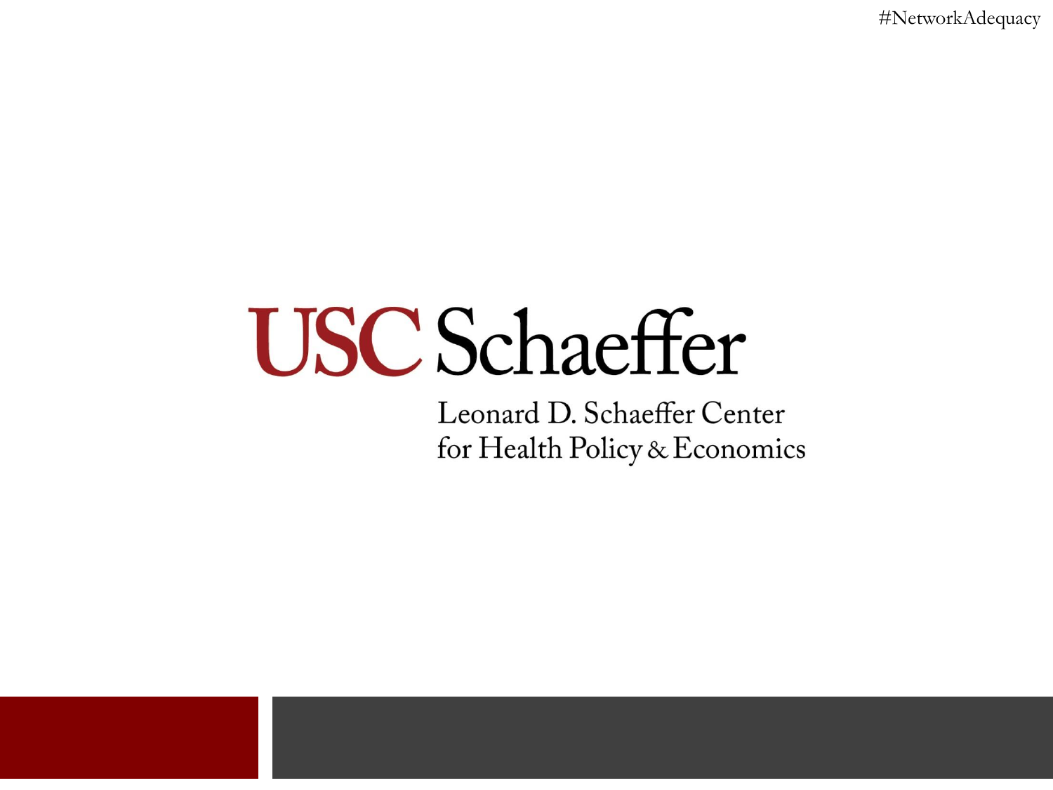#NetworkAdequacy

USC Schaeffer

Leonard D. Schaeffer Center
for Health Policy & Economics